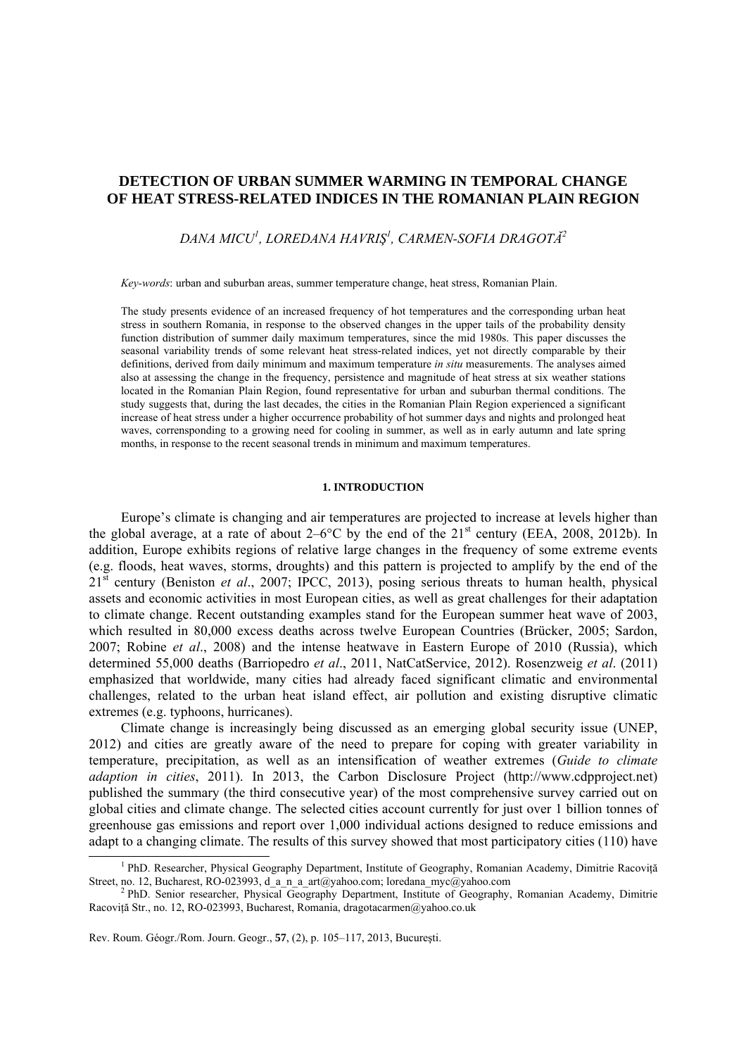# DETECTION OF URBAN SUMMER WARMING IN TEMPORAL CHANGE OF HEAT STRESS-RELATED INDICES IN THE ROMANIAN PLAIN REGION

*DANA MICU[1], LOREDANA HAVRIŞ[1], CARMEN-SOFIA DRAGOTĂ[2]*

*Key-words*: urban and suburban areas, summer temperature change, heat stress, Romanian Plain.

The study presents evidence of an increased frequency of hot temperatures and the corresponding urban heat stress in southern Romania, in response to the observed changes in the upper tails of the probability density function distribution of summer daily maximum temperatures, since the mid 1980s. This paper discusses the seasonal variability trends of some relevant heat stress-related indices, yet not directly comparable by their definitions, derived from daily minimum and maximum temperature *in situ* measurements. The analyses aimed also at assessing the change in the frequency, persistence and magnitude of heat stress at six weather stations located in the Romanian Plain Region, found representative for urban and suburban thermal conditions. The study suggests that, during the last decades, the cities in the Romanian Plain Region experienced a significant increase of heat stress under a higher occurrence probability of hot summer days and nights and prolonged heat waves, cornesponding to a growing need for cooling in summer, as well as in early autumn and late spring months, in response to the recent seasonal trends in minimum and maximum temperatures.

## 1. INTRODUCTION

Europe's climate is changing and air temperatures are projected to increase at levels higher than the global average, at a rate of about 2–6°C by the end of the 21st century (EEA, 2008, 2012b). In addition, Europe exhibits regions of relative large changes in the frequency of some extreme events (e.g. floods, heat waves, storms, droughts) and this pattern is projected to amplify by the end of the 21st century (Beniston *et al*., 2007; IPCC, 2013), posing serious threats to human health, physical assets and economic activities in most European cities, as well as great challenges for their adaptation to climate change. Recent outstanding examples stand for the European summer heat wave of 2003, which resulted in 80,000 excess deaths across twelve European Countries (Brücker, 2005; Sardon, 2007; Robine *et al*., 2008) and the intense heatwave in Eastern Europe of 2010 (Russia), which determined 55,000 deaths (Barriopedro *et al*., 2011, NatCatService, 2012). Rosenzweig *et al*. (2011) emphasized that worldwide, many cities had already faced significant climatic and environmental challenges, related to the urban heat island effect, air pollution and existing disruptive climatic extremes (e.g. typhoons, hurricanes).

Climate change is increasingly being discussed as an emerging global security issue (UNEP, 2012) and cities are greatly aware of the need to prepare for coping with greater variability in temperature, precipitation, as well as an intensification of weather extremes (*Guide to climate adaption in cities*, 2011). In 2013, the Carbon Disclosure Project (http://www.cdpproject.net) published the summary (the third consecutive year) of the most comprehensive survey carried out on global cities and climate change. The selected cities account currently for just over 1 billion tonnes of greenhouse gas emissions and report over 1,000 individual actions designed to reduce emissions and adapt to a changing climate. The results of this survey showed that most participatory cities (110) have

---

[1] PhD. Researcher, Physical Geography Department, Institute of Geography, Romanian Academy, Dimitrie Racoviţă Street, no. 12, Bucharest, RO-023993, d_a_n_a_art@yahoo.com; loredana_myc@yahoo.com

[2] PhD. Senior researcher, Physical Geography Department, Institute of Geography, Romanian Academy, Dimitrie Racoviţă Str., no. 12, RO-023993, Bucharest, Romania, dragotacarmen@yahoo.co.uk

Rev. Roum. Géogr./Rom. Journ. Geogr., 57, (2), p. 105–117, 2013, Bucureşti.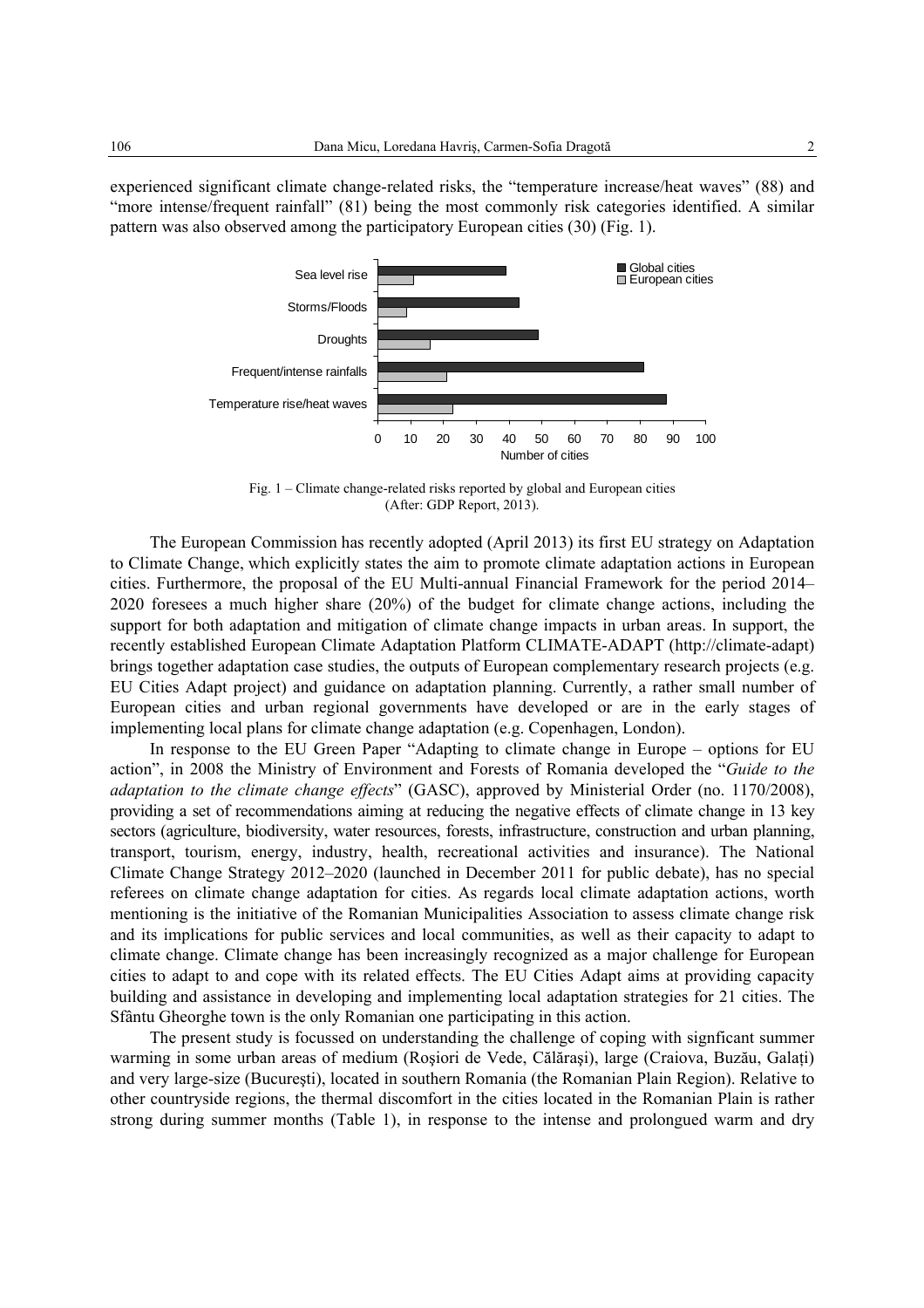experienced significant climate change-related risks, the "temperature increase/heat waves" (88) and "more intense/frequent rainfall" (81) being the most commonly risk categories identified. A similar pattern was also observed among the participatory European cities (30) (Fig. 1).

Fig. 1 – Climate change-related risks reported by global and European cities (After: GDP Report, 2013).

The European Commission has recently adopted (April 2013) its first EU strategy on Adaptation to Climate Change, which explicitly states the aim to promote climate adaptation actions in European cities. Furthermore, the proposal of the EU Multi-annual Financial Framework for the period 2014–2020 foresees a much higher share (20%) of the budget for climate change actions, including the support for both adaptation and mitigation of climate change impacts in urban areas. In support, the recently established European Climate Adaptation Platform CLIMATE-ADAPT (http://climate-adapt) brings together adaptation case studies, the outputs of European complementary research projects (e.g. EU Cities Adapt project) and guidance on adaptation planning. Currently, a rather small number of European cities and urban regional governments have developed or are in the early stages of implementing local plans for climate change adaptation (e.g. Copenhagen, London).

In response to the EU Green Paper "Adapting to climate change in Europe – options for EU action", in 2008 the Ministry of Environment and Forests of Romania developed the "*Guide to the adaptation to the climate change effects*" (GASC), approved by Ministerial Order (no. 1170/2008), providing a set of recommendations aiming at reducing the negative effects of climate change in 13 key sectors (agriculture, biodiversity, water resources, forests, infrastructure, construction and urban planning, transport, tourism, energy, industry, health, recreational activities and insurance). The National Climate Change Strategy 2012–2020 (launched in December 2011 for public debate), has no special referees on climate change adaptation for cities. As regards local climate adaptation actions, worth mentioning is the initiative of the Romanian Municipalities Association to assess climate change risk and its implications for public services and local communities, as well as their capacity to adapt to climate change. Climate change has been increasingly recognized as a major challenge for European cities to adapt to and cope with its related effects. The EU Cities Adapt aims at providing capacity building and assistance in developing and implementing local adaptation strategies for 21 cities. The Sfântu Gheorghe town is the only Romanian one participating in this action.

The present study is focussed on understanding the challenge of coping with signficant summer warming in some urban areas of medium (Roşiori de Vede, Călăraşi), large (Craiova, Buzău, Galați) and very large-size (Bucureşti), located in southern Romania (the Romanian Plain Region). Relative to other countryside regions, the thermal discomfort in the cities located in the Romanian Plain is rather strong during summer months (Table 1), in response to the intense and prolongued warm and dry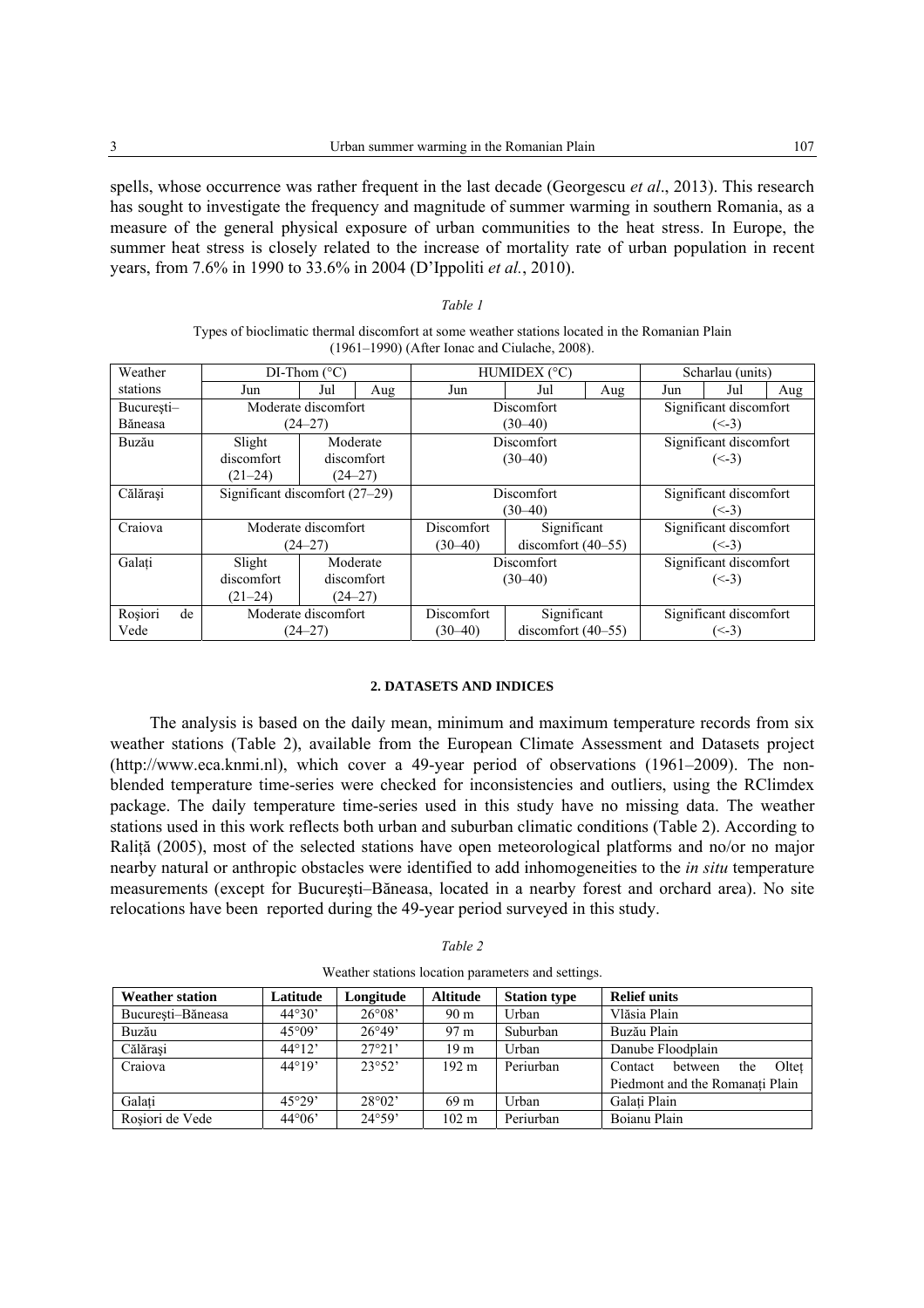spells, whose occurrence was rather frequent in the last decade (Georgescu *et al*., 2013). This research has sought to investigate the frequency and magnitude of summer warming in southern Romania, as a measure of the general physical exposure of urban communities to the heat stress. In Europe, the summer heat stress is closely related to the increase of mortality rate of urban population in recent years, from 7.6% in 1990 to 33.6% in 2004 (D'Ippoliti *et al.*, 2010).

*Table 1*

Types of bioclimatic thermal discomfort at some weather stations located in the Romanian Plain (1961–1990) (After Ionac and Ciulache, 2008).

| Weather stations | DI-Thom (°C) | | | HUMIDEX (°C) | | | Scharlau (units) | | |
|---|---|---|---|---|---|---|---|---|---|
| | Jun | Jul | Aug | Jun | Jul | Aug | Jun | Jul | Aug |
| Bucureşti–Băneasa | Moderate discomfort (24–27) | | | Discomfort (30–40) | | | Significant discomfort (<-3) | | |
| Buzău | Slight discomfort (21–24) | Moderate discomfort (24–27) | | Discomfort (30–40) | | | Significant discomfort (<-3) | | |
| Călăraşi | Significant discomfort (27–29) | | | Discomfort (30–40) | | | Significant discomfort (<-3) | | |
| Craiova | Moderate discomfort (24–27) | | | Discomfort (30–40) | Significant discomfort (40–55) | | Significant discomfort (<-3) | | |
| Galați | Slight discomfort (21–24) | Moderate discomfort (24–27) | | Discomfort (30–40) | | | Significant discomfort (<-3) | | |
| Roşiori de Vede | Moderate discomfort (24–27) | | | Discomfort (30–40) | Significant discomfort (40–55) | | Significant discomfort (<-3) | | |

## 2. DATASETS AND INDICES

The analysis is based on the daily mean, minimum and maximum temperature records from six weather stations (Table 2), available from the European Climate Assessment and Datasets project (http://www.eca.knmi.nl), which cover a 49-year period of observations (1961–2009). The non-blended temperature time-series were checked for inconsistencies and outliers, using the RClimdex package. The daily temperature time-series used in this study have no missing data. The weather stations used in this work reflects both urban and suburban climatic conditions (Table 2). According to Raliță (2005), most of the selected stations have open meteorological platforms and no/or no major nearby natural or anthropic obstacles were identified to add inhomogeneities to the *in situ* temperature measurements (except for Bucureşti–Băneasa, located in a nearby forest and orchard area). No site relocations have been reported during the 49-year period surveyed in this study.

*Table 2*

Weather stations location parameters and settings.

| **Weather station** | **Latitude** | **Longitude** | **Altitude** | **Station type** | **Relief units** |
|---|---|---|---|---|---|
| Bucureşti–Băneasa | 44°30' | 26°08' | 90 m | Urban | Vlăsia Plain |
| Buzău | 45°09' | 26°49' | 97 m | Suburban | Buzău Plain |
| Călăraşi | 44°12' | 27°21' | 19 m | Urban | Danube Floodplain |
| Craiova | 44°19' | 23°52' | 192 m | Periurban | Contact between the Olteț Piedmont and the Romanați Plain |
| Galați | 45°29' | 28°02' | 69 m | Urban | Galați Plain |
| Roşiori de Vede | 44°06' | 24°59' | 102 m | Periurban | Boianu Plain |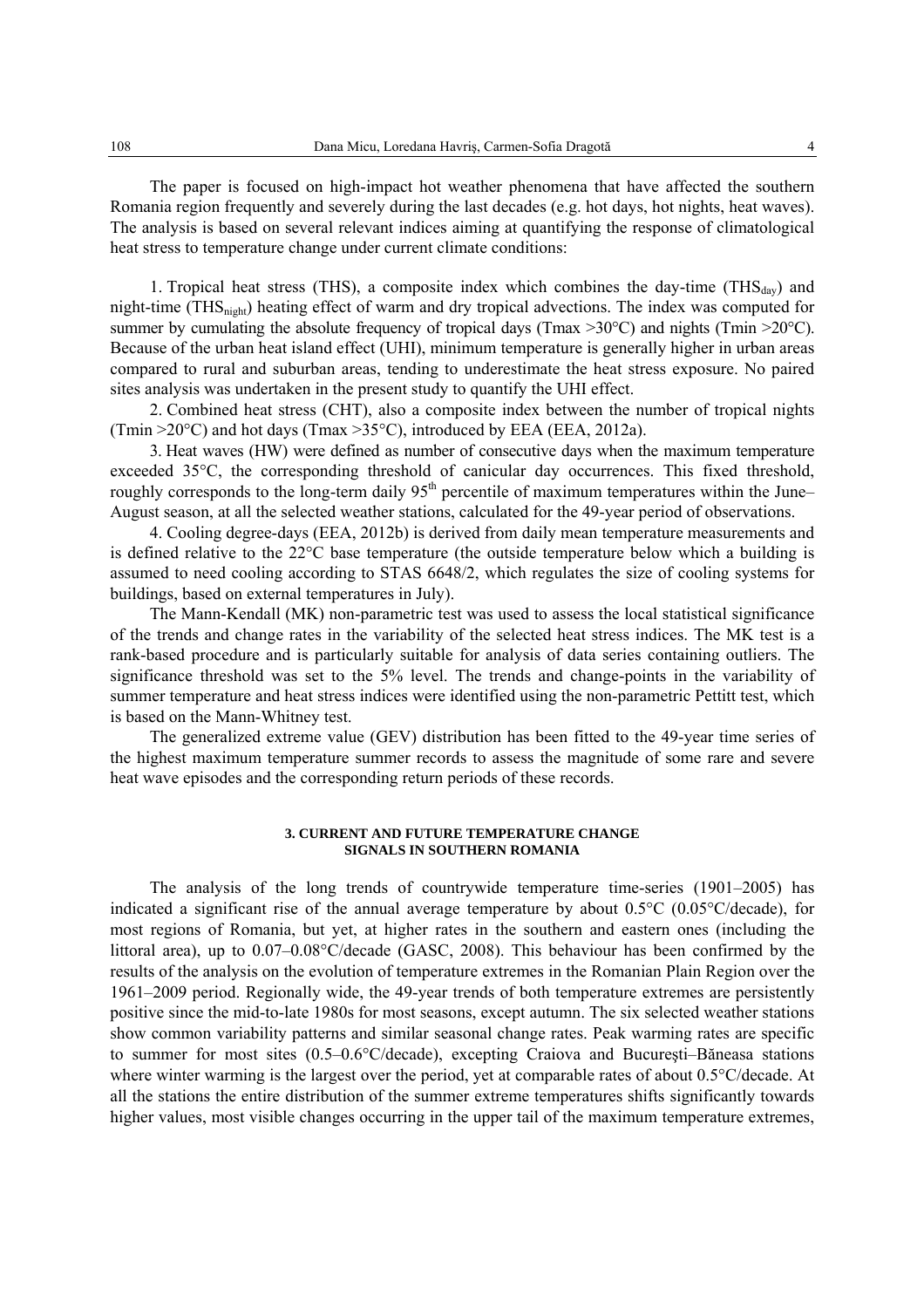The paper is focused on high-impact hot weather phenomena that have affected the southern Romania region frequently and severely during the last decades (e.g. hot days, hot nights, heat waves). The analysis is based on several relevant indices aiming at quantifying the response of climatological heat stress to temperature change under current climate conditions:

1. Tropical heat stress (THS), a composite index which combines the day-time ($THS_{day}$) and night-time ($THS_{night}$) heating effect of warm and dry tropical advections. The index was computed for summer by cumulating the absolute frequency of tropical days (Tmax >30°C) and nights (Tmin >20°C). Because of the urban heat island effect (UHI), minimum temperature is generally higher in urban areas compared to rural and suburban areas, tending to underestimate the heat stress exposure. No paired sites analysis was undertaken in the present study to quantify the UHI effect.

2. Combined heat stress (CHT), also a composite index between the number of tropical nights (Tmin >20°C) and hot days (Tmax >35°C), introduced by EEA (EEA, 2012a).

3. Heat waves (HW) were defined as number of consecutive days when the maximum temperature exceeded 35°C, the corresponding threshold of canicular day occurrences. This fixed threshold, roughly corresponds to the long-term daily 95th percentile of maximum temperatures within the June–August season, at all the selected weather stations, calculated for the 49-year period of observations.

4. Cooling degree-days (EEA, 2012b) is derived from daily mean temperature measurements and is defined relative to the 22°C base temperature (the outside temperature below which a building is assumed to need cooling according to STAS 6648/2, which regulates the size of cooling systems for buildings, based on external temperatures in July).

The Mann-Kendall (MK) non-parametric test was used to assess the local statistical significance of the trends and change rates in the variability of the selected heat stress indices. The MK test is a rank-based procedure and is particularly suitable for analysis of data series containing outliers. The significance threshold was set to the 5% level. The trends and change-points in the variability of summer temperature and heat stress indices were identified using the non-parametric Pettitt test, which is based on the Mann-Whitney test.

The generalized extreme value (GEV) distribution has been fitted to the 49-year time series of the highest maximum temperature summer records to assess the magnitude of some rare and severe heat wave episodes and the corresponding return periods of these records.

## 3. CURRENT AND FUTURE TEMPERATURE CHANGE SIGNALS IN SOUTHERN ROMANIA

The analysis of the long trends of countrywide temperature time-series (1901–2005) has indicated a significant rise of the annual average temperature by about 0.5°C (0.05°C/decade), for most regions of Romania, but yet, at higher rates in the southern and eastern ones (including the littoral area), up to 0.07–0.08°C/decade (GASC, 2008). This behaviour has been confirmed by the results of the analysis on the evolution of temperature extremes in the Romanian Plain Region over the 1961–2009 period. Regionally wide, the 49-year trends of both temperature extremes are persistently positive since the mid-to-late 1980s for most seasons, except autumn. The six selected weather stations show common variability patterns and similar seasonal change rates. Peak warming rates are specific to summer for most sites (0.5–0.6°C/decade), excepting Craiova and București–Băneasa stations where winter warming is the largest over the period, yet at comparable rates of about 0.5°C/decade. At all the stations the entire distribution of the summer extreme temperatures shifts significantly towards higher values, most visible changes occurring in the upper tail of the maximum temperature extremes,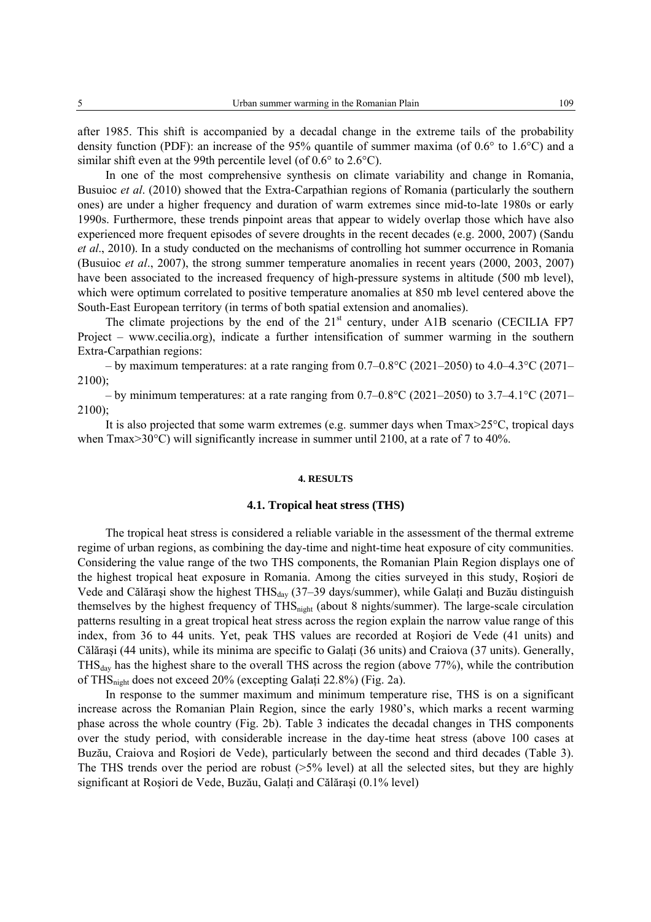after 1985. This shift is accompanied by a decadal change in the extreme tails of the probability density function (PDF): an increase of the 95% quantile of summer maxima (of 0.6° to 1.6°C) and a similar shift even at the 99th percentile level (of 0.6° to 2.6°C).

In one of the most comprehensive synthesis on climate variability and change in Romania, Busuioc *et al*. (2010) showed that the Extra-Carpathian regions of Romania (particularly the southern ones) are under a higher frequency and duration of warm extremes since mid-to-late 1980s or early 1990s. Furthermore, these trends pinpoint areas that appear to widely overlap those which have also experienced more frequent episodes of severe droughts in the recent decades (e.g. 2000, 2007) (Sandu *et al*., 2010). In a study conducted on the mechanisms of controlling hot summer occurrence in Romania (Busuioc *et al*., 2007), the strong summer temperature anomalies in recent years (2000, 2003, 2007) have been associated to the increased frequency of high-pressure systems in altitude (500 mb level), which were optimum correlated to positive temperature anomalies at 850 mb level centered above the South-East European territory (in terms of both spatial extension and anomalies).

The climate projections by the end of the 21st century, under A1B scenario (CECILIA FP7 Project – www.cecilia.org), indicate a further intensification of summer warming in the southern Extra-Carpathian regions:

– by maximum temperatures: at a rate ranging from 0.7–0.8°C (2021–2050) to 4.0–4.3°C (2071–2100);

– by minimum temperatures: at a rate ranging from 0.7–0.8°C (2021–2050) to 3.7–4.1°C (2071–2100);

It is also projected that some warm extremes (e.g. summer days when Tmax>25°C, tropical days when Tmax>30°C) will significantly increase in summer until 2100, at a rate of 7 to 40%.

## 4. RESULTS

### 4.1. Tropical heat stress (THS)

The tropical heat stress is considered a reliable variable in the assessment of the thermal extreme regime of urban regions, as combining the day-time and night-time heat exposure of city communities. Considering the value range of the two THS components, the Romanian Plain Region displays one of the highest tropical heat exposure in Romania. Among the cities surveyed in this study, Roşiori de Vede and Călăraşi show the highest $THS_{day}$ (37–39 days/summer), while Galați and Buzău distinguish themselves by the highest frequency of $THS_{night}$ (about 8 nights/summer). The large-scale circulation patterns resulting in a great tropical heat stress across the region explain the narrow value range of this index, from 36 to 44 units. Yet, peak THS values are recorded at Roşiori de Vede (41 units) and Călăraşi (44 units), while its minima are specific to Galați (36 units) and Craiova (37 units). Generally, $THS_{day}$ has the highest share to the overall THS across the region (above 77%), while the contribution of $THS_{night}$ does not exceed 20% (excepting Galați 22.8%) (Fig. 2a).

In response to the summer maximum and minimum temperature rise, THS is on a significant increase across the Romanian Plain Region, since the early 1980's, which marks a recent warming phase across the whole country (Fig. 2b). Table 3 indicates the decadal changes in THS components over the study period, with considerable increase in the day-time heat stress (above 100 cases at Buzău, Craiova and Roşiori de Vede), particularly between the second and third decades (Table 3). The THS trends over the period are robust (>5% level) at all the selected sites, but they are highly significant at Roşiori de Vede, Buzău, Galați and Călăraşi (0.1% level)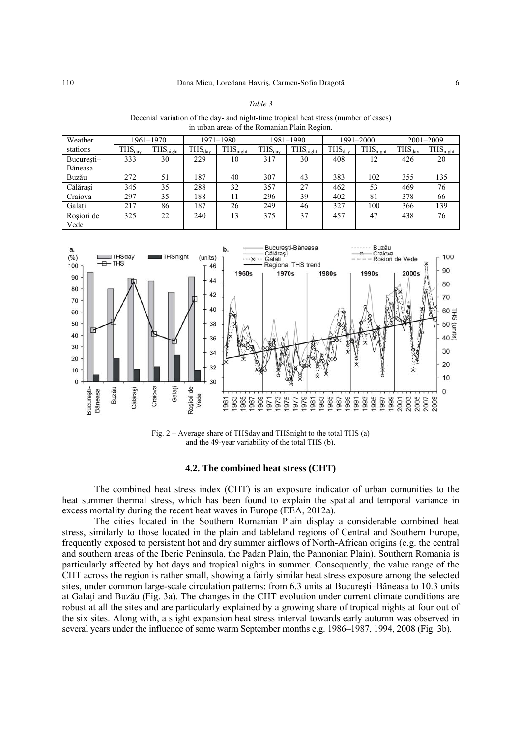*Table 3*

Decenial variation of the day- and night-time tropical heat stress (number of cases) in urban areas of the Romanian Plain Region.

| Weather stations | 1961–1970 | | 1971–1980 | | 1981–1990 | | 1991–2000 | | 2001–2009 | |
|---|---|---|---|---|---|---|---|---|---|---|
| | $THS_{day}$ | $THS_{night}$ | $THS_{day}$ | $THS_{night}$ | $THS_{day}$ | $THS_{night}$ | $THS_{day}$ | $THS_{night}$ | $THS_{day}$ | $THS_{night}$ |
| București–Băneasa | 333 | 30 | 229 | 10 | 317 | 30 | 408 | 12 | 426 | 20 |
| Buzău | 272 | 51 | 187 | 40 | 307 | 43 | 383 | 102 | 355 | 135 |
| Călărași | 345 | 35 | 288 | 32 | 357 | 27 | 462 | 53 | 469 | 76 |
| Craiova | 297 | 35 | 188 | 11 | 296 | 39 | 402 | 81 | 378 | 66 |
| Galați | 217 | 86 | 187 | 26 | 249 | 46 | 327 | 100 | 366 | 139 |
| Roșiori de Vede | 325 | 22 | 240 | 13 | 375 | 37 | 457 | 47 | 438 | 76 |

Fig. 2 – Average share of THSday and THSnight to the total THS (a) and the 49-year variability of the total THS (b).

### 4.2. The combined heat stress (CHT)

The combined heat stress index (CHT) is an exposure indicator of urban comunities to the heat summer thermal stress, which has been found to explain the spatial and temporal variance in excess mortality during the recent heat waves in Europe (EEA, 2012a).

The cities located in the Southern Romanian Plain display a considerable combined heat stress, similarly to those located in the plain and tableland regions of Central and Southern Europe, frequently exposed to persistent hot and dry summer airflows of North-African origins (e.g. the central and southern areas of the Iberic Peninsula, the Padan Plain, the Pannonian Plain). Southern Romania is particularly affected by hot days and tropical nights in summer. Consequently, the value range of the CHT across the region is rather small, showing a fairly similar heat stress exposure among the selected sites, under common large-scale circulation patterns: from 6.3 units at București–Băneasa to 10.3 units at Galați and Buzău (Fig. 3a). The changes in the CHT evolution under current climate conditions are robust at all the sites and are particularly explained by a growing share of tropical nights at four out of the six sites. Along with, a slight expansion heat stress interval towards early autumn was observed in several years under the influence of some warm September months e.g. 1986–1987, 1994, 2008 (Fig. 3b).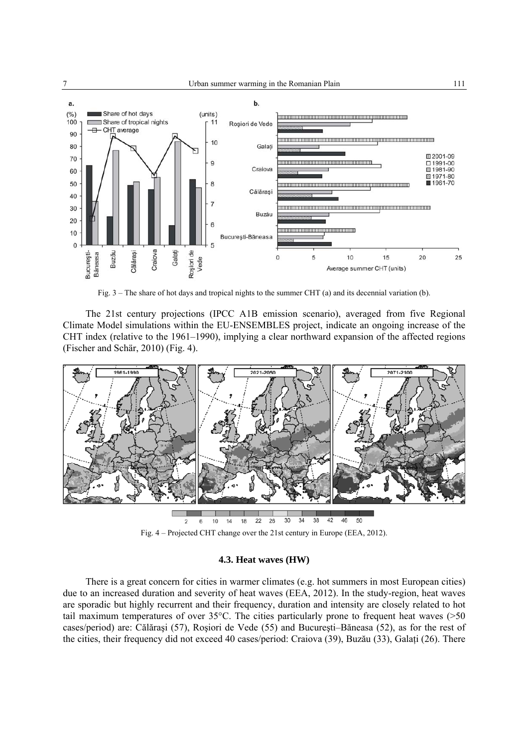Fig. 3 – The share of hot days and tropical nights to the summer CHT (a) and its decennial variation (b).

The 21st century projections (IPCC A1B emission scenario), averaged from five Regional Climate Model simulations within the EU-ENSEMBLES project, indicate an ongoing increase of the CHT index (relative to the 1961–1990), implying a clear northward expansion of the affected regions (Fischer and Schär, 2010) (Fig. 4).

Fig. 4 – Projected CHT change over the 21st century in Europe (EEA, 2012).

### 4.3. Heat waves (HW)

There is a great concern for cities in warmer climates (e.g. hot summers in most European cities) due to an increased duration and severity of heat waves (EEA, 2012). In the study-region, heat waves are sporadic but highly recurrent and their frequency, duration and intensity are closely related to hot tail maximum temperatures of over 35°C. The cities particularly prone to frequent heat waves (>50 cases/period) are: Călăraşi (57), Roşiori de Vede (55) and Bucureşti–Băneasa (52), as for the rest of the cities, their frequency did not exceed 40 cases/period: Craiova (39), Buzău (33), Galaţi (26). There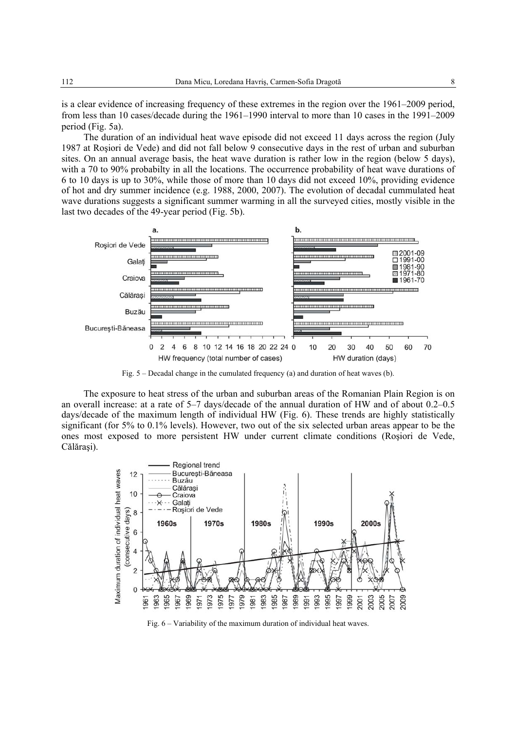is a clear evidence of increasing frequency of these extremes in the region over the 1961–2009 period, from less than 10 cases/decade during the 1961–1990 interval to more than 10 cases in the 1991–2009 period (Fig. 5a).

The duration of an individual heat wave episode did not exceed 11 days across the region (July 1987 at Roşiori de Vede) and did not fall below 9 consecutive days in the rest of urban and suburban sites. On an annual average basis, the heat wave duration is rather low in the region (below 5 days), with a 70 to 90% probabilty in all the locations. The occurrence probability of heat wave durations of 6 to 10 days is up to 30%, while those of more than 10 days did not exceed 10%, providing evidence of hot and dry summer incidence (e.g. 1988, 2000, 2007). The evolution of decadal cummulated heat wave durations suggests a significant summer warming in all the surveyed cities, mostly visible in the last two decades of the 49-year period (Fig. 5b).

Fig. 5 – Decadal change in the cumulated frequency (a) and duration of heat waves (b).

The exposure to heat stress of the urban and suburban areas of the Romanian Plain Region is on an overall increase: at a rate of 5–7 days/decade of the annual duration of HW and of about 0.2–0.5 days/decade of the maximum length of individual HW (Fig. 6). These trends are highly statistically significant (for 5% to 0.1% levels). However, two out of the six selected urban areas appear to be the ones most exposed to more persistent HW under current climate conditions (Roşiori de Vede, Călăraşi).

Fig. 6 – Variability of the maximum duration of individual heat waves.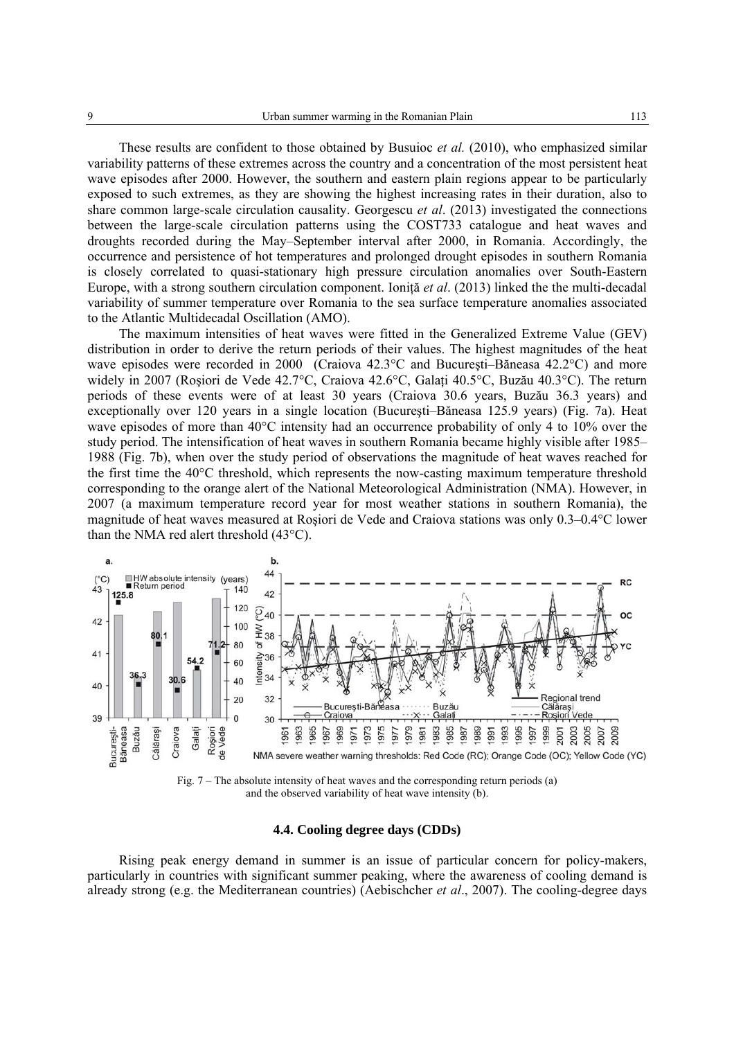These results are confident to those obtained by Busuioc *et al.* (2010), who emphasized similar variability patterns of these extremes across the country and a concentration of the most persistent heat wave episodes after 2000. However, the southern and eastern plain regions appear to be particularly exposed to such extremes, as they are showing the highest increasing rates in their duration, also to share common large-scale circulation causality. Georgescu *et al*. (2013) investigated the connections between the large-scale circulation patterns using the COST733 catalogue and heat waves and droughts recorded during the May–September interval after 2000, in Romania. Accordingly, the occurrence and persistence of hot temperatures and prolonged drought episodes in southern Romania is closely correlated to quasi-stationary high pressure circulation anomalies over South-Eastern Europe, with a strong southern circulation component. Ioniță *et al*. (2013) linked the the multi-decadal variability of summer temperature over Romania to the sea surface temperature anomalies associated to the Atlantic Multidecadal Oscillation (AMO).

The maximum intensities of heat waves were fitted in the Generalized Extreme Value (GEV) distribution in order to derive the return periods of their values. The highest magnitudes of the heat wave episodes were recorded in 2000 (Craiova 42.3°C and București–Băneasa 42.2°C) and more widely in 2007 (Roșiori de Vede 42.7°C, Craiova 42.6°C, Galați 40.5°C, Buzău 40.3°C). The return periods of these events were of at least 30 years (Craiova 30.6 years, Buzău 36.3 years) and exceptionally over 120 years in a single location (București–Băneasa 125.9 years) (Fig. 7a). Heat wave episodes of more than 40°C intensity had an occurrence probability of only 4 to 10% over the study period. The intensification of heat waves in southern Romania became highly visible after 1985–1988 (Fig. 7b), when over the study period of observations the magnitude of heat waves reached for the first time the 40°C threshold, which represents the now-casting maximum temperature threshold corresponding to the orange alert of the National Meteorological Administration (NMA). However, in 2007 (a maximum temperature record year for most weather stations in southern Romania), the magnitude of heat waves measured at Roșiori de Vede and Craiova stations was only 0.3–0.4°C lower than the NMA red alert threshold (43°C).

Fig. 7 – The absolute intensity of heat waves and the corresponding return periods (a) and the observed variability of heat wave intensity (b).

### 4.4. Cooling degree days (CDDs)

Rising peak energy demand in summer is an issue of particular concern for policy-makers, particularly in countries with significant summer peaking, where the awareness of cooling demand is already strong (e.g. the Mediterranean countries) (Aebischcher *et al*., 2007). The cooling-degree days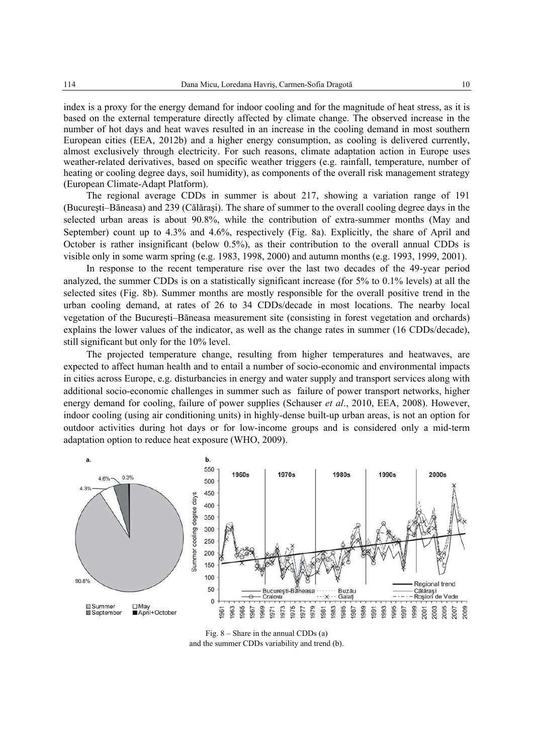index is a proxy for the energy demand for indoor cooling and for the magnitude of heat stress, as it is based on the external temperature directly affected by climate change. The observed increase in the number of hot days and heat waves resulted in an increase in the cooling demand in most southern European cities (EEA, 2012b) and a higher energy consumption, as cooling is delivered currently, almost exclusively through electricity. For such reasons, climate adaptation action in Europe uses weather-related derivatives, based on specific weather triggers (e.g. rainfall, temperature, number of heating or cooling degree days, soil humidity), as components of the overall risk management strategy (European Climate-Adapt Platform).

The regional average CDDs in summer is about 217, showing a variation range of 191 (Bucureşti–Băneasa) and 239 (Călăraşi). The share of summer to the overall cooling degree days in the selected urban areas is about 90.8%, while the contribution of extra-summer months (May and September) count up to 4.3% and 4.6%, respectively (Fig. 8a). Explicitly, the share of April and October is rather insignificant (below 0.5%), as their contribution to the overall annual CDDs is visible only in some warm spring (e.g. 1983, 1998, 2000) and autumn months (e.g. 1993, 1999, 2001).

In response to the recent temperature rise over the last two decades of the 49-year period analyzed, the summer CDDs is on a statistically significant increase (for 5% to 0.1% levels) at all the selected sites (Fig. 8b). Summer months are mostly responsible for the overall positive trend in the urban cooling demand, at rates of 26 to 34 CDDs/decade in most locations. The nearby local vegetation of the Bucureşti–Băneasa measurement site (consisting in forest vegetation and orchards) explains the lower values of the indicator, as well as the change rates in summer (16 CDDs/decade), still significant but only for the 10% level.

The projected temperature change, resulting from higher temperatures and heatwaves, are expected to affect human health and to entail a number of socio-economic and environmental impacts in cities across Europe, e.g. disturbancies in energy and water supply and transport services along with additional socio-economic challenges in summer such as failure of power transport networks, higher energy demand for cooling, failure of power supplies (Schauser *et al*., 2010, EEA, 2008). However, indoor cooling (using air conditioning units) in highly-dense built-up urban areas, is not an option for outdoor activities during hot days or for low-income groups and is considered only a mid-term adaptation option to reduce heat exposure (WHO, 2009).

Fig. 8 – Share in the annual CDDs (a) and the summer CDDs variability and trend (b).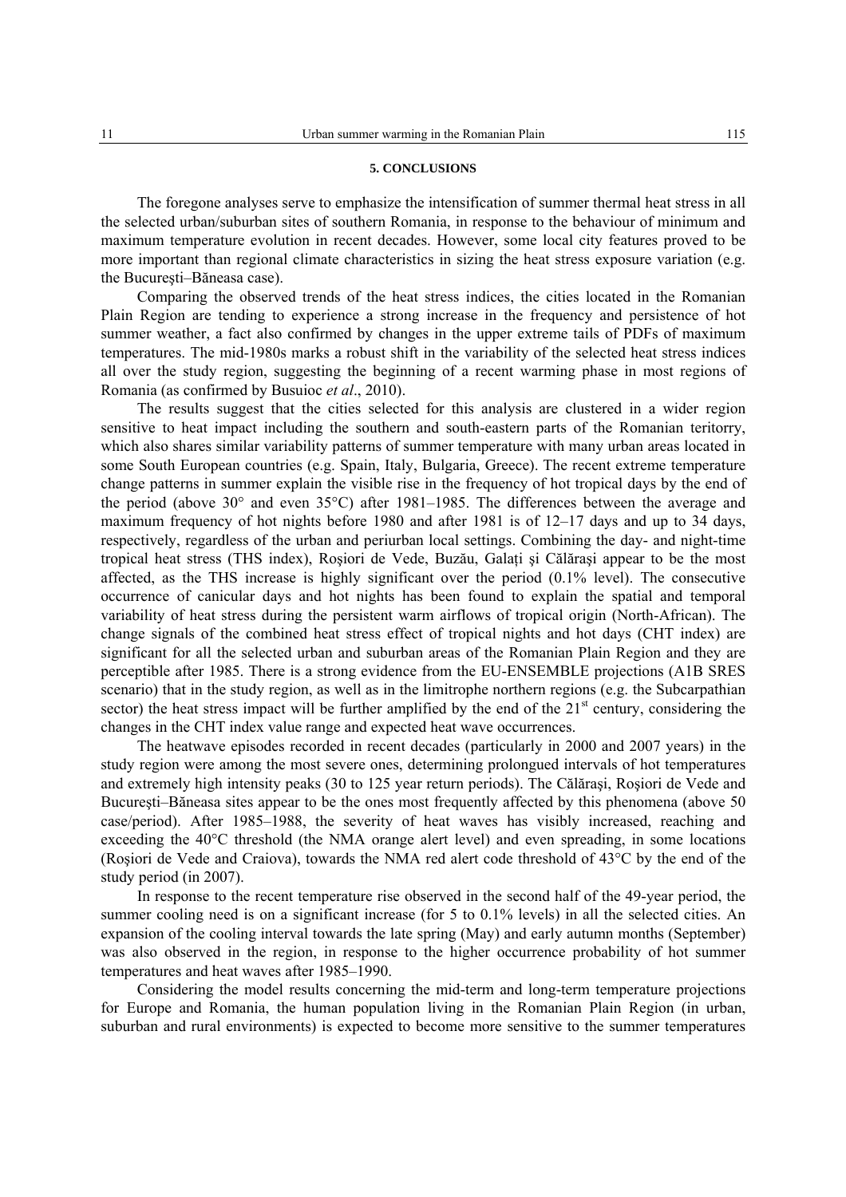## 5. CONCLUSIONS

The foregone analyses serve to emphasize the intensification of summer thermal heat stress in all the selected urban/suburban sites of southern Romania, in response to the behaviour of minimum and maximum temperature evolution in recent decades. However, some local city features proved to be more important than regional climate characteristics in sizing the heat stress exposure variation (e.g. the Bucureşti–Băneasa case).

Comparing the observed trends of the heat stress indices, the cities located in the Romanian Plain Region are tending to experience a strong increase in the frequency and persistence of hot summer weather, a fact also confirmed by changes in the upper extreme tails of PDFs of maximum temperatures. The mid-1980s marks a robust shift in the variability of the selected heat stress indices all over the study region, suggesting the beginning of a recent warming phase in most regions of Romania (as confirmed by Busuioc *et al*., 2010).

The results suggest that the cities selected for this analysis are clustered in a wider region sensitive to heat impact including the southern and south-eastern parts of the Romanian teritorry, which also shares similar variability patterns of summer temperature with many urban areas located in some South European countries (e.g. Spain, Italy, Bulgaria, Greece). The recent extreme temperature change patterns in summer explain the visible rise in the frequency of hot tropical days by the end of the period (above 30° and even 35°C) after 1981–1985. The differences between the average and maximum frequency of hot nights before 1980 and after 1981 is of 12–17 days and up to 34 days, respectively, regardless of the urban and periurban local settings. Combining the day- and night-time tropical heat stress (THS index), Roşiori de Vede, Buzău, Galaţi şi Călăraşi appear to be the most affected, as the THS increase is highly significant over the period (0.1% level). The consecutive occurrence of canicular days and hot nights has been found to explain the spatial and temporal variability of heat stress during the persistent warm airflows of tropical origin (North-African). The change signals of the combined heat stress effect of tropical nights and hot days (CHT index) are significant for all the selected urban and suburban areas of the Romanian Plain Region and they are perceptible after 1985. There is a strong evidence from the EU-ENSEMBLE projections (A1B SRES scenario) that in the study region, as well as in the limitrophe northern regions (e.g. the Subcarpathian sector) the heat stress impact will be further amplified by the end of the 21st century, considering the changes in the CHT index value range and expected heat wave occurrences.

The heatwave episodes recorded in recent decades (particularly in 2000 and 2007 years) in the study region were among the most severe ones, determining prolongued intervals of hot temperatures and extremely high intensity peaks (30 to 125 year return periods). The Călăraşi, Roşiori de Vede and Bucureşti–Băneasa sites appear to be the ones most frequently affected by this phenomena (above 50 case/period). After 1985–1988, the severity of heat waves has visibly increased, reaching and exceeding the 40°C threshold (the NMA orange alert level) and even spreading, in some locations (Roşiori de Vede and Craiova), towards the NMA red alert code threshold of 43°C by the end of the study period (in 2007).

In response to the recent temperature rise observed in the second half of the 49-year period, the summer cooling need is on a significant increase (for 5 to 0.1% levels) in all the selected cities. An expansion of the cooling interval towards the late spring (May) and early autumn months (September) was also observed in the region, in response to the higher occurrence probability of hot summer temperatures and heat waves after 1985–1990.

Considering the model results concerning the mid-term and long-term temperature projections for Europe and Romania, the human population living in the Romanian Plain Region (in urban, suburban and rural environments) is expected to become more sensitive to the summer temperatures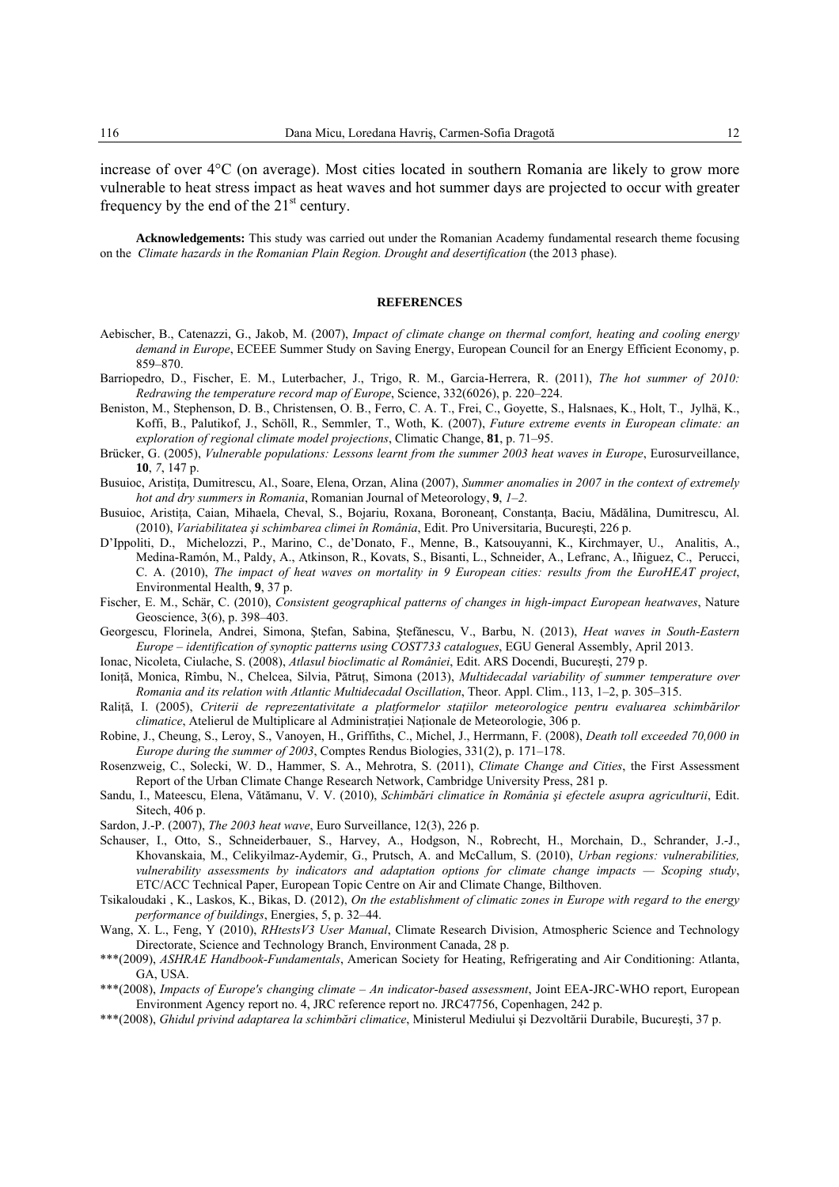increase of over 4°C (on average). Most cities located in southern Romania are likely to grow more vulnerable to heat stress impact as heat waves and hot summer days are projected to occur with greater frequency by the end of the 21st century.

**Acknowledgements:** This study was carried out under the Romanian Academy fundamental research theme focusing on the *Climate hazards in the Romanian Plain Region. Drought and desertification* (the 2013 phase).

## REFERENCES

Aebischer, B., Catenazzi, G., Jakob, M. (2007), *Impact of climate change on thermal comfort, heating and cooling energy demand in Europe*, ECEEE Summer Study on Saving Energy, European Council for an Energy Efficient Economy, p. 859–870.

Barriopedro, D., Fischer, E. M., Luterbacher, J., Trigo, R. M., Garcia-Herrera, R. (2011), *The hot summer of 2010: Redrawing the temperature record map of Europe*, Science, 332(6026), p. 220–224.

Beniston, M., Stephenson, D. B., Christensen, O. B., Ferro, C. A. T., Frei, C., Goyette, S., Halsnaes, K., Holt, T., Jylhä, K., Koffi, B., Palutikof, J., Schöll, R., Semmler, T., Woth, K. (2007), *Future extreme events in European climate: an exploration of regional climate model projections*, Climatic Change, **81**, p. 71–95.

Brücker, G. (2005), *Vulnerable populations: Lessons learnt from the summer 2003 heat waves in Europe*, Eurosurveillance, **10**, *7*, 147 p.

Busuioc, Aristiţa, Dumitrescu, Al., Soare, Elena, Orzan, Alina (2007), *Summer anomalies in 2007 in the context of extremely hot and dry summers in Romania*, Romanian Journal of Meteorology, **9**, *1–2*.

Busuioc, Aristiţa, Caian, Mihaela, Cheval, S., Bojariu, Roxana, Boroneanţ, Constanţa, Baciu, Mădălina, Dumitrescu, Al. (2010), *Variabilitatea şi schimbarea climei în România*, Edit. Pro Universitaria, Bucureşti, 226 p.

D'Ippoliti, D., Michelozzi, P., Marino, C., de'Donato, F., Menne, B., Katsouyanni, K., Kirchmayer, U., Analitis, A., Medina-Ramón, M., Paldy, A., Atkinson, R., Kovats, S., Bisanti, L., Schneider, A., Lefranc, A., Iñiguez, C., Perucci, C. A. (2010), *The impact of heat waves on mortality in 9 European cities: results from the EuroHEAT project*, Environmental Health, **9**, 37 p.

Fischer, E. M., Schär, C. (2010), *Consistent geographical patterns of changes in high-impact European heatwaves*, Nature Geoscience, 3(6), p. 398–403.

Georgescu, Florinela, Andrei, Simona, Ştefan, Sabina, Ştefănescu, V., Barbu, N. (2013), *Heat waves in South-Eastern Europe – identification of synoptic patterns using COST733 catalogues*, EGU General Assembly, April 2013.

Ionac, Nicoleta, Ciulache, S. (2008), *Atlasul bioclimatic al României*, Edit. ARS Docendi, Bucureşti, 279 p.

Ioniţă, Monica, Rîmbu, N., Chelcea, Silvia, Pătruţ, Simona (2013), *Multidecadal variability of summer temperature over Romania and its relation with Atlantic Multidecadal Oscillation*, Theor. Appl. Clim., 113, 1–2, p. 305–315.

Raliţă, I. (2005), *Criterii de reprezentativitate a platformelor staţiilor meteorologice pentru evaluarea schimbărilor climatice*, Atelierul de Multiplicare al Administraţiei Naţionale de Meteorologie, 306 p.

Robine, J., Cheung, S., Leroy, S., Vanoyen, H., Griffiths, C., Michel, J., Herrmann, F. (2008), *Death toll exceeded 70,000 in Europe during the summer of 2003*, Comptes Rendus Biologies, 331(2), p. 171–178.

Rosenzweig, C., Solecki, W. D., Hammer, S. A., Mehrotra, S. (2011), *Climate Change and Cities*, the First Assessment Report of the Urban Climate Change Research Network, Cambridge University Press, 281 p.

Sandu, I., Mateescu, Elena, Vătămanu, V. V. (2010), *Schimbări climatice în România şi efectele asupra agriculturii*, Edit. Sitech, 406 p.

Sardon, J.-P. (2007), *The 2003 heat wave*, Euro Surveillance, 12(3), 226 p.

Schauser, I., Otto, S., Schneiderbauer, S., Harvey, A., Hodgson, N., Robrecht, H., Morchain, D., Schrander, J.-J., Khovanskaia, M., Celikyilmaz-Aydemir, G., Prutsch, A. and McCallum, S. (2010), *Urban regions: vulnerabilities, vulnerability assessments by indicators and adaptation options for climate change impacts — Scoping study*, ETC/ACC Technical Paper, European Topic Centre on Air and Climate Change, Bilthoven.

Tsikaloudaki , K., Laskos, K., Bikas, D. (2012), *On the establishment of climatic zones in Europe with regard to the energy performance of buildings*, Energies, 5, p. 32–44.

Wang, X. L., Feng, Y (2010), *RHtestsV3 User Manual*, Climate Research Division, Atmospheric Science and Technology Directorate, Science and Technology Branch, Environment Canada, 28 p.

***(2009), *ASHRAE Handbook-Fundamentals*, American Society for Heating, Refrigerating and Air Conditioning: Atlanta, GA, USA.

***(2008), *Impacts of Europe's changing climate – An indicator-based assessment*, Joint EEA-JRC-WHO report, European Environment Agency report no. 4, JRC reference report no. JRC47756, Copenhagen, 242 p.

***(2008), *Ghidul privind adaptarea la schimbări climatice*, Ministerul Mediului şi Dezvoltării Durabile, Bucureşti, 37 p.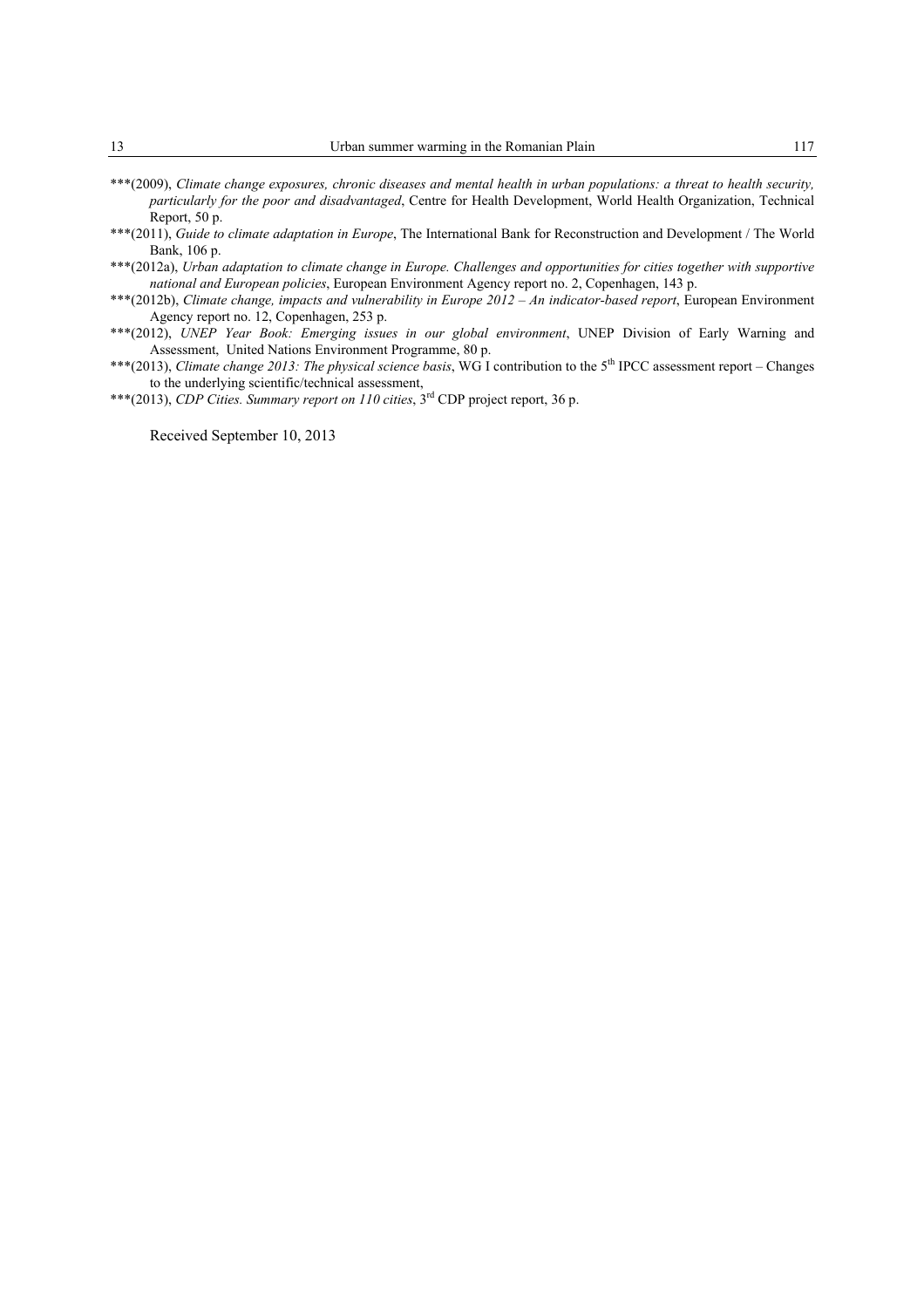***(2009), *Climate change exposures, chronic diseases and mental health in urban populations: a threat to health security, particularly for the poor and disadvantaged*, Centre for Health Development, World Health Organization, Technical Report, 50 p.

***(2011), *Guide to climate adaptation in Europe*, The International Bank for Reconstruction and Development / The World Bank, 106 p.

***(2012a), *Urban adaptation to climate change in Europe. Challenges and opportunities for cities together with supportive national and European policies*, European Environment Agency report no. 2, Copenhagen, 143 p.

***(2012b), *Climate change, impacts and vulnerability in Europe 2012 – An indicator-based report*, European Environment Agency report no. 12, Copenhagen, 253 p.

***(2012), *UNEP Year Book: Emerging issues in our global environment*, UNEP Division of Early Warning and Assessment, United Nations Environment Programme, 80 p.

***(2013), *Climate change 2013: The physical science basis*, WG I contribution to the 5th IPCC assessment report – Changes to the underlying scientific/technical assessment,

***(2013), *CDP Cities. Summary report on 110 cities*, 3rd CDP project report, 36 p.

Received September 10, 2013